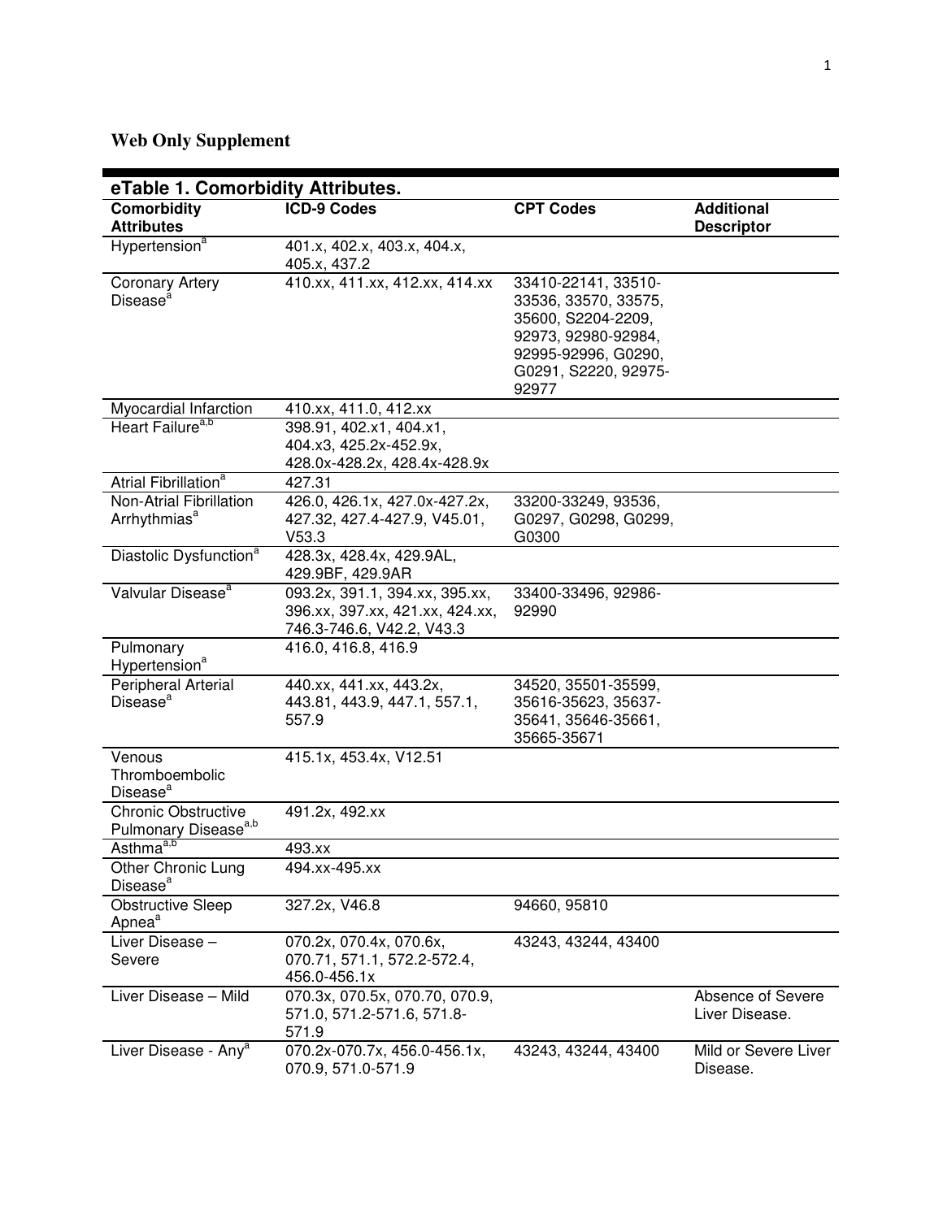**Web Only Supplement**

| eTable 1. Comorbidity Attributes. | | | |
|---|---|---|---|
| **Comorbidity Attributes** | **ICD-9 Codes** | **CPT Codes** | **Additional Descriptor** |
| Hypertension[a] | 401.x, 402.x, 403.x, 404.x, 405.x, 437.2 | | |
| Coronary Artery Disease[a] | 410.xx, 411.xx, 412.xx, 414.xx | 33410-22141, 33510-33536, 33570, 33575, 35600, S2204-2209, 92973, 92980-92984, 92995-92996, G0290, G0291, S2220, 92975-92977 | |
| Myocardial Infarction | 410.xx, 411.0, 412.xx | | |
| Heart Failure[a,b] | 398.91, 402.x1, 404.x1, 404.x3, 425.2x-452.9x, 428.0x-428.2x, 428.4x-428.9x | | |
| Atrial Fibrillation[a] | 427.31 | | |
| Non-Atrial Fibrillation Arrhythmias[a] | 426.0, 426.1x, 427.0x-427.2x, 427.32, 427.4-427.9, V45.01, V53.3 | 33200-33249, 93536, G0297, G0298, G0299, G0300 | |
| Diastolic Dysfunction[a] | 428.3x, 428.4x, 429.9AL, 429.9BF, 429.9AR | | |
| Valvular Disease[a] | 093.2x, 391.1, 394.xx, 395.xx, 396.xx, 397.xx, 421.xx, 424.xx, 746.3-746.6, V42.2, V43.3 | 33400-33496, 92986-92990 | |
| Pulmonary Hypertension[a] | 416.0, 416.8, 416.9 | | |
| Peripheral Arterial Disease[a] | 440.xx, 441.xx, 443.2x, 443.81, 443.9, 447.1, 557.1, 557.9 | 34520, 35501-35599, 35616-35623, 35637-35641, 35646-35661, 35665-35671 | |
| Venous Thromboembolic Disease[a] | 415.1x, 453.4x, V12.51 | | |
| Chronic Obstructive Pulmonary Disease[a,b] | 491.2x, 492.xx | | |
| Asthma[a,b] | 493.xx | | |
| Other Chronic Lung Disease[a] | 494.xx-495.xx | | |
| Obstructive Sleep Apnea[a] | 327.2x, V46.8 | 94660, 95810 | |
| Liver Disease – Severe | 070.2x, 070.4x, 070.6x, 070.71, 571.1, 572.2-572.4, 456.0-456.1x | 43243, 43244, 43400 | |
| Liver Disease – Mild | 070.3x, 070.5x, 070.70, 070.9, 571.0, 571.2-571.6, 571.8-571.9 | | Absence of Severe Liver Disease. |
| Liver Disease - Any[a] | 070.2x-070.7x, 456.0-456.1x, 070.9, 571.0-571.9 | 43243, 43244, 43400 | Mild or Severe Liver Disease. |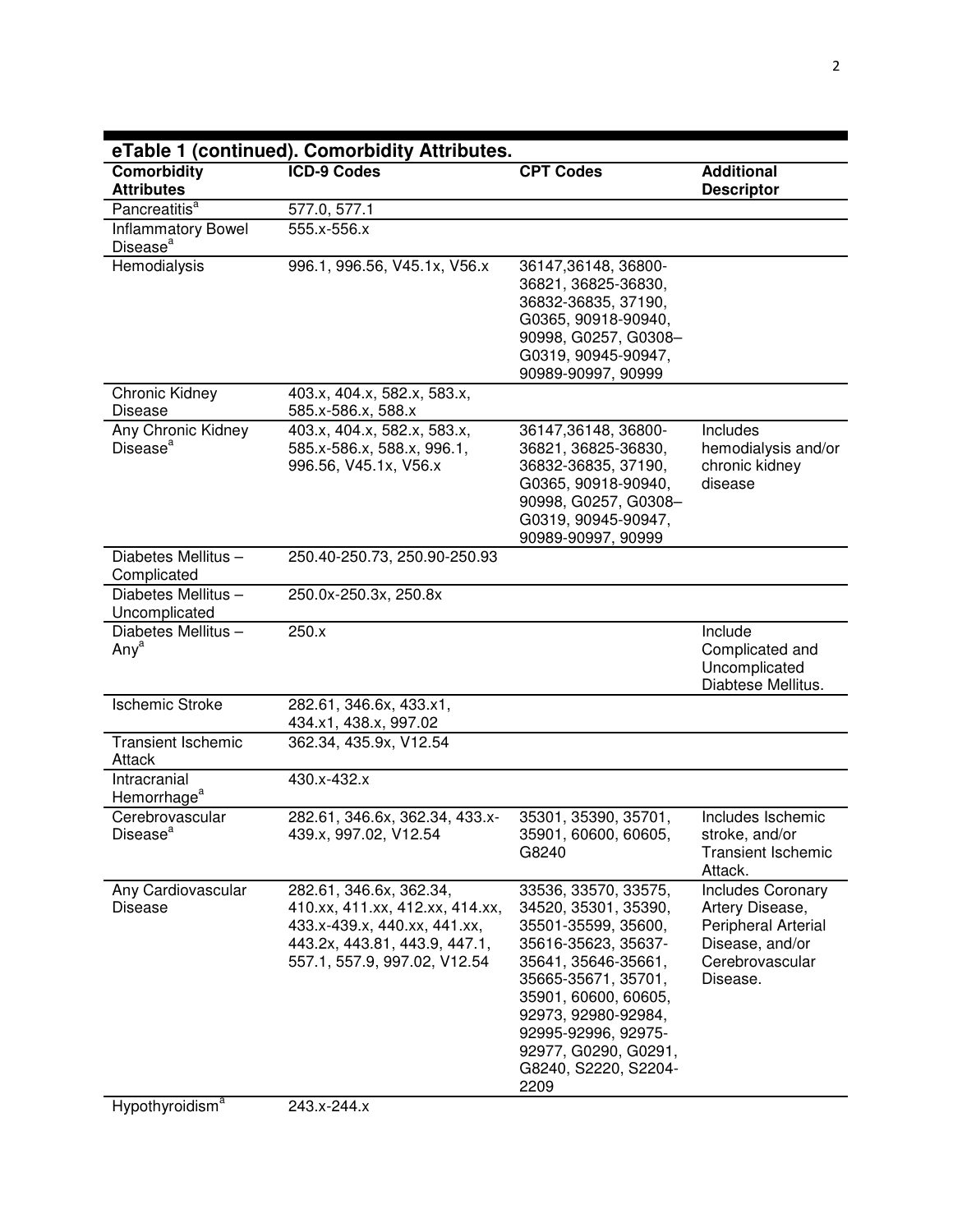**eTable 1 (continued). Comorbidity Attributes.**

| Comorbidity Attributes | ICD-9 Codes | CPT Codes | Additional Descriptor |
|---|---|---|---|
| Pancreatitis[a] | 577.0, 577.1 | | |
| Inflammatory Bowel Disease[a] | 555.x-556.x | | |
| Hemodialysis | 996.1, 996.56, V45.1x, V56.x | 36147,36148, 36800-36821, 36825-36830, 36832-36835, 37190, G0365, 90918-90940, 90998, G0257, G0308–G0319, 90945-90947, 90989-90997, 90999 | |
| Chronic Kidney Disease | 403.x, 404.x, 582.x, 583.x, 585.x-586.x, 588.x | | |
| Any Chronic Kidney Disease[a] | 403.x, 404.x, 582.x, 583.x, 585.x-586.x, 588.x, 996.1, 996.56, V45.1x, V56.x | 36147,36148, 36800-36821, 36825-36830, 36832-36835, 37190, G0365, 90918-90940, 90998, G0257, G0308–G0319, 90945-90947, 90989-90997, 90999 | Includes hemodialysis and/or chronic kidney disease |
| Diabetes Mellitus – Complicated | 250.40-250.73, 250.90-250.93 | | |
| Diabetes Mellitus – Uncomplicated | 250.0x-250.3x, 250.8x | | |
| Diabetes Mellitus – Any[a] | 250.x | | Include Complicated and Uncomplicated Diabtese Mellitus. |
| Ischemic Stroke | 282.61, 346.6x, 433.x1, 434.x1, 438.x, 997.02 | | |
| Transient Ischemic Attack | 362.34, 435.9x, V12.54 | | |
| Intracranial Hemorrhage[a] | 430.x-432.x | | |
| Cerebrovascular Disease[a] | 282.61, 346.6x, 362.34, 433.x-439.x, 997.02, V12.54 | 35301, 35390, 35701, 35901, 60600, 60605, G8240 | Includes Ischemic stroke, and/or Transient Ischemic Attack. |
| Any Cardiovascular Disease | 282.61, 346.6x, 362.34, 410.xx, 411.xx, 412.xx, 414.xx, 433.x-439.x, 440.xx, 441.xx, 443.2x, 443.81, 443.9, 447.1, 557.1, 557.9, 997.02, V12.54 | 33536, 33570, 33575, 34520, 35301, 35390, 35501-35599, 35600, 35616-35623, 35637-35641, 35646-35661, 35665-35671, 35701, 35901, 60600, 60605, 92973, 92980-92984, 92995-92996, 92975-92977, G0290, G0291, G8240, S2220, S2204-2209 | Includes Coronary Artery Disease, Peripheral Arterial Disease, and/or Cerebrovascular Disease. |
| Hypothyroidism[a] | 243.x-244.x | | |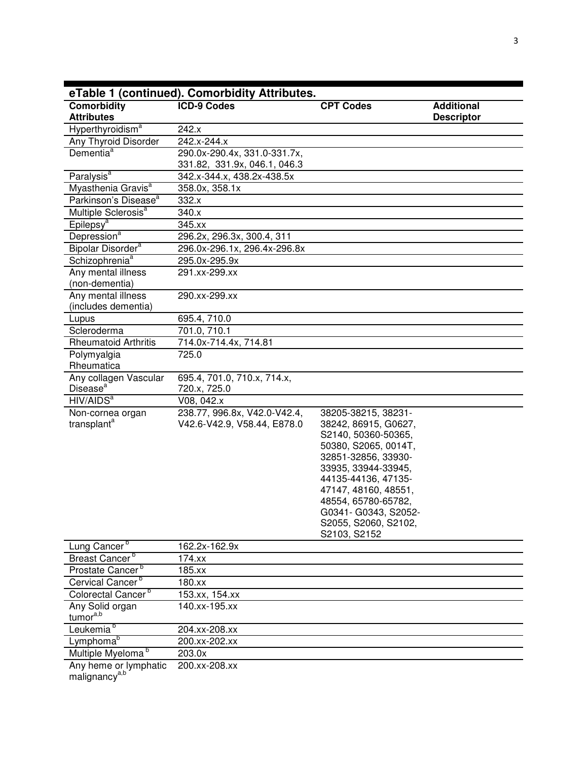**eTable 1 (continued). Comorbidity Attributes.**

| Comorbidity Attributes | ICD-9 Codes | CPT Codes | Additional Descriptor |
|---|---|---|---|
| Hyperthyroidism[a] | 242.x | | |
| Any Thyroid Disorder | 242.x-244.x | | |
| Dementia[a] | 290.0x-290.4x, 331.0-331.7x, 331.82, 331.9x, 046.1, 046.3 | | |
| Paralysis[a] | 342.x-344.x, 438.2x-438.5x | | |
| Myasthenia Gravis[a] | 358.0x, 358.1x | | |
| Parkinson's Disease[a] | 332.x | | |
| Multiple Sclerosis[a] | 340.x | | |
| Epilepsy[a] | 345.xx | | |
| Depression[a] | 296.2x, 296.3x, 300.4, 311 | | |
| Bipolar Disorder[a] | 296.0x-296.1x, 296.4x-296.8x | | |
| Schizophrenia[a] | 295.0x-295.9x | | |
| Any mental illness (non-dementia) | 291.xx-299.xx | | |
| Any mental illness (includes dementia) | 290.xx-299.xx | | |
| Lupus | 695.4, 710.0 | | |
| Scleroderma | 701.0, 710.1 | | |
| Rheumatoid Arthritis | 714.0x-714.4x, 714.81 | | |
| Polymyalgia Rheumatica | 725.0 | | |
| Any collagen Vascular Disease[a] | 695.4, 701.0, 710.x, 714.x, 720.x, 725.0 | | |
| HIV/AIDS[a] | V08, 042.x | | |
| Non-cornea organ transplant[a] | 238.77, 996.8x, V42.0-V42.4, V42.6-V42.9, V58.44, E878.0 | 38205-38215, 38231-38242, 86915, G0627, S2140, 50360-50365, 50380, S2065, 0014T, 32851-32856, 33930-33935, 33944-33945, 44135-44136, 47135-47147, 48160, 48551, 48554, 65780-65782, G0341- G0343, S2052-S2055, S2060, S2102, S2103, S2152 | |
| Lung Cancer[b] | 162.2x-162.9x | | |
| Breast Cancer[b] | 174.xx | | |
| Prostate Cancer[b] | 185.xx | | |
| Cervical Cancer[b] | 180.xx | | |
| Colorectal Cancer[b] | 153.xx, 154.xx | | |
| Any Solid organ tumor[a,b] | 140.xx-195.xx | | |
| Leukemia[b] | 204.xx-208.xx | | |
| Lymphoma[b] | 200.xx-202.xx | | |
| Multiple Myeloma[b] | 203.0x | | |
| Any heme or lymphatic malignancy[a,b] | 200.xx-208.xx | | |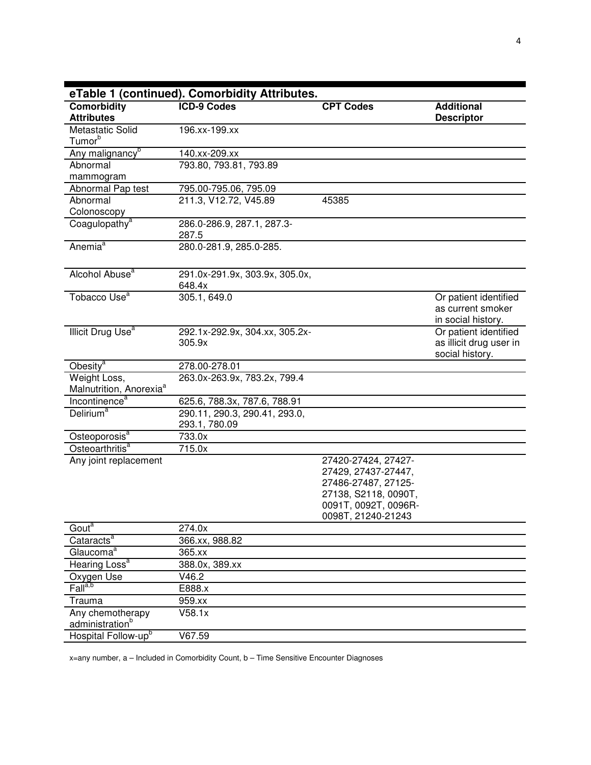**eTable 1 (continued). Comorbidity Attributes.**

| Comorbidity Attributes | ICD-9 Codes | CPT Codes | Additional Descriptor |
|---|---|---|---|
| Metastatic Solid Tumor[b] | 196.xx-199.xx | | |
| Any malignancy[b] | 140.xx-209.xx | | |
| Abnormal mammogram | 793.80, 793.81, 793.89 | | |
| Abnormal Pap test | 795.00-795.06, 795.09 | | |
| Abnormal Colonoscopy | 211.3, V12.72, V45.89 | 45385 | |
| Coagulopathy[a] | 286.0-286.9, 287.1, 287.3-287.5 | | |
| Anemia[a] | 280.0-281.9, 285.0-285. | | |
| Alcohol Abuse[a] | 291.0x-291.9x, 303.9x, 305.0x, 648.4x | | |
| Tobacco Use[a] | 305.1, 649.0 | | Or patient identified as current smoker in social history. |
| Illicit Drug Use[a] | 292.1x-292.9x, 304.xx, 305.2x-305.9x | | Or patient identified as illicit drug user in social history. |
| Obesity[a] | 278.00-278.01 | | |
| Weight Loss, Malnutrition, Anorexia[a] | 263.0x-263.9x, 783.2x, 799.4 | | |
| Incontinence[a] | 625.6, 788.3x, 787.6, 788.91 | | |
| Delirium[a] | 290.11, 290.3, 290.41, 293.0, 293.1, 780.09 | | |
| Osteoporosis[a] | 733.0x | | |
| Osteoarthritis[a] | 715.0x | | |
| Any joint replacement | | 27420-27424, 27427-27429, 27437-27447, 27486-27487, 27125-27138, S2118, 0090T, 0091T, 0092T, 0096R-0098T, 21240-21243 | |
| Gout[a] | 274.0x | | |
| Cataracts[a] | 366.xx, 988.82 | | |
| Glaucoma[a] | 365.xx | | |
| Hearing Loss[a] | 388.0x, 389.xx | | |
| Oxygen Use | V46.2 | | |
| Fall[a,b] | E888.x | | |
| Trauma | 959.xx | | |
| Any chemotherapy administration[b] | V58.1x | | |
| Hospital Follow-up[b] | V67.59 | | |

x=any number, a – Included in Comorbidity Count, b – Time Sensitive Encounter Diagnoses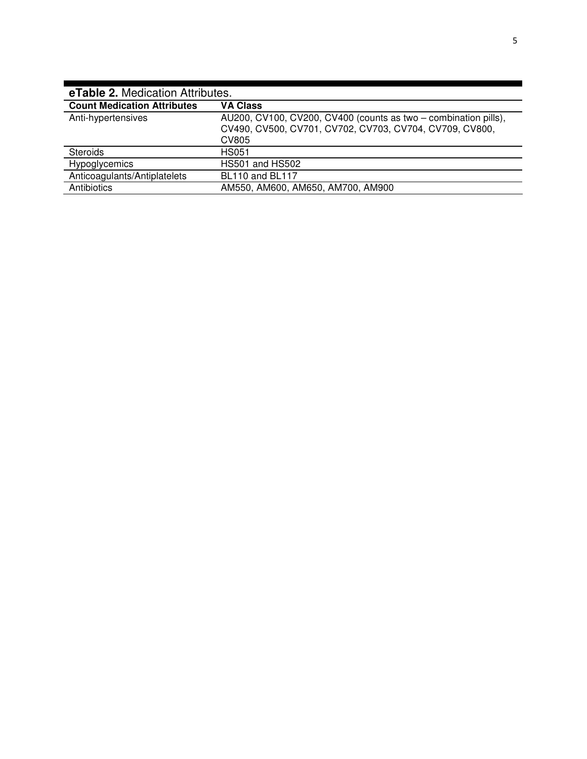**eTable 2.** Medication Attributes.

| Count Medication Attributes | VA Class |
|---|---|
| Anti-hypertensives | AU200, CV100, CV200, CV400 (counts as two – combination pills), CV490, CV500, CV701, CV702, CV703, CV704, CV709, CV800, CV805 |
| Steroids | HS051 |
| Hypoglycemics | HS501 and HS502 |
| Anticoagulants/Antiplatelets | BL110 and BL117 |
| Antibiotics | AM550, AM600, AM650, AM700, AM900 |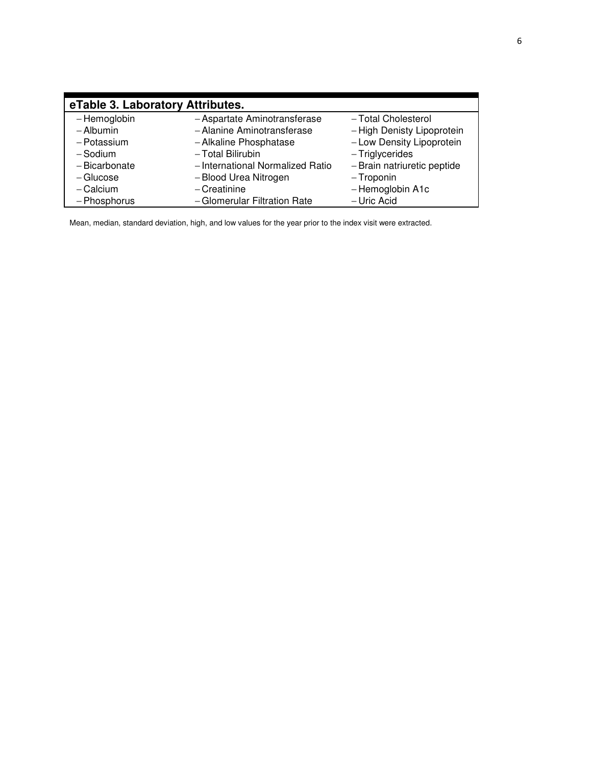**eTable 3. Laboratory Attributes.**

| | | |
|---|---|---|
| – Hemoglobin | – Aspartate Aminotransferase | – Total Cholesterol |
| – Albumin | – Alanine Aminotransferase | – High Denisty Lipoprotein |
| – Potassium | – Alkaline Phosphatase | – Low Density Lipoprotein |
| – Sodium | – Total Bilirubin | – Triglycerides |
| – Bicarbonate | – International Normalized Ratio | – Brain natriuretic peptide |
| – Glucose | – Blood Urea Nitrogen | – Troponin |
| – Calcium | – Creatinine | – Hemoglobin A1c |
| – Phosphorus | – Glomerular Filtration Rate | – Uric Acid |

Mean, median, standard deviation, high, and low values for the year prior to the index visit were extracted.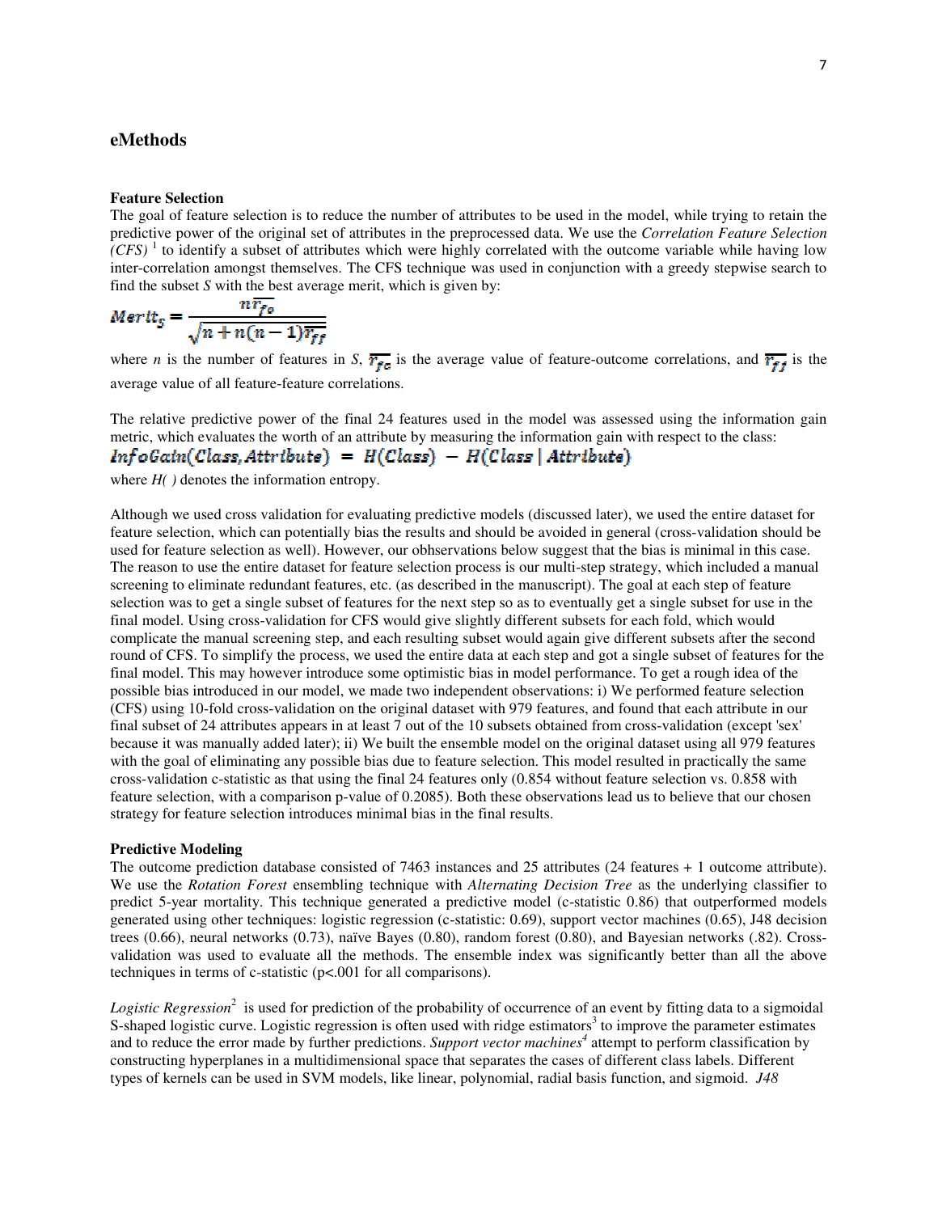## eMethods

### Feature Selection

The goal of feature selection is to reduce the number of attributes to be used in the model, while trying to retain the predictive power of the original set of attributes in the preprocessed data. We use the *Correlation Feature Selection (CFS)* [1] to identify a subset of attributes which were highly correlated with the outcome variable while having low inter-correlation amongst themselves. The CFS technique was used in conjunction with a greedy stepwise search to find the subset *S* with the best average merit, which is given by:

$$Merit_S = \frac{n\overline{r_{fo}}}{\sqrt{n + n(n-1)\overline{r_{ff}}}}$$

where $n$ is the number of features in $S$, $\overline{r_{fo}}$ is the average value of feature-outcome correlations, and $\overline{r_{ff}}$ is the average value of all feature-feature correlations.

The relative predictive power of the final 24 features used in the model was assessed using the information gain metric, which evaluates the worth of an attribute by measuring the information gain with respect to the class:

$$InfoGain(Class, Attribute) = H(Class) - H(Class \mid Attribute)$$

where $H(\ )$ denotes the information entropy.

Although we used cross validation for evaluating predictive models (discussed later), we used the entire dataset for feature selection, which can potentially bias the results and should be avoided in general (cross-validation should be used for feature selection as well). However, our obhservations below suggest that the bias is minimal in this case. The reason to use the entire dataset for feature selection process is our multi-step strategy, which included a manual screening to eliminate redundant features, etc. (as described in the manuscript). The goal at each step of feature selection was to get a single subset of features for the next step so as to eventually get a single subset for use in the final model. Using cross-validation for CFS would give slightly different subsets for each fold, which would complicate the manual screening step, and each resulting subset would again give different subsets after the second round of CFS. To simplify the process, we used the entire data at each step and got a single subset of features for the final model. This may however introduce some optimistic bias in model performance. To get a rough idea of the possible bias introduced in our model, we made two independent observations: i) We performed feature selection (CFS) using 10-fold cross-validation on the original dataset with 979 features, and found that each attribute in our final subset of 24 attributes appears in at least 7 out of the 10 subsets obtained from cross-validation (except 'sex' because it was manually added later); ii) We built the ensemble model on the original dataset using all 979 features with the goal of eliminating any possible bias due to feature selection. This model resulted in practically the same cross-validation c-statistic as that using the final 24 features only (0.854 without feature selection vs. 0.858 with feature selection, with a comparison p-value of 0.2085). Both these observations lead us to believe that our chosen strategy for feature selection introduces minimal bias in the final results.

### Predictive Modeling

The outcome prediction database consisted of 7463 instances and 25 attributes (24 features + 1 outcome attribute). We use the *Rotation Forest* ensembling technique with *Alternating Decision Tree* as the underlying classifier to predict 5-year mortality. This technique generated a predictive model (c-statistic 0.86) that outperformed models generated using other techniques: logistic regression (c-statistic: 0.69), support vector machines (0.65), J48 decision trees (0.66), neural networks (0.73), naïve Bayes (0.80), random forest (0.80), and Bayesian networks (.82). Cross-validation was used to evaluate all the methods. The ensemble index was significantly better than all the above techniques in terms of c-statistic ($p<.001$ for all comparisons).

*Logistic Regression*[2] is used for prediction of the probability of occurrence of an event by fitting data to a sigmoidal S-shaped logistic curve. Logistic regression is often used with ridge estimators[3] to improve the parameter estimates and to reduce the error made by further predictions. *Support vector machines*[4] attempt to perform classification by constructing hyperplanes in a multidimensional space that separates the cases of different class labels. Different types of kernels can be used in SVM models, like linear, polynomial, radial basis function, and sigmoid. *J48*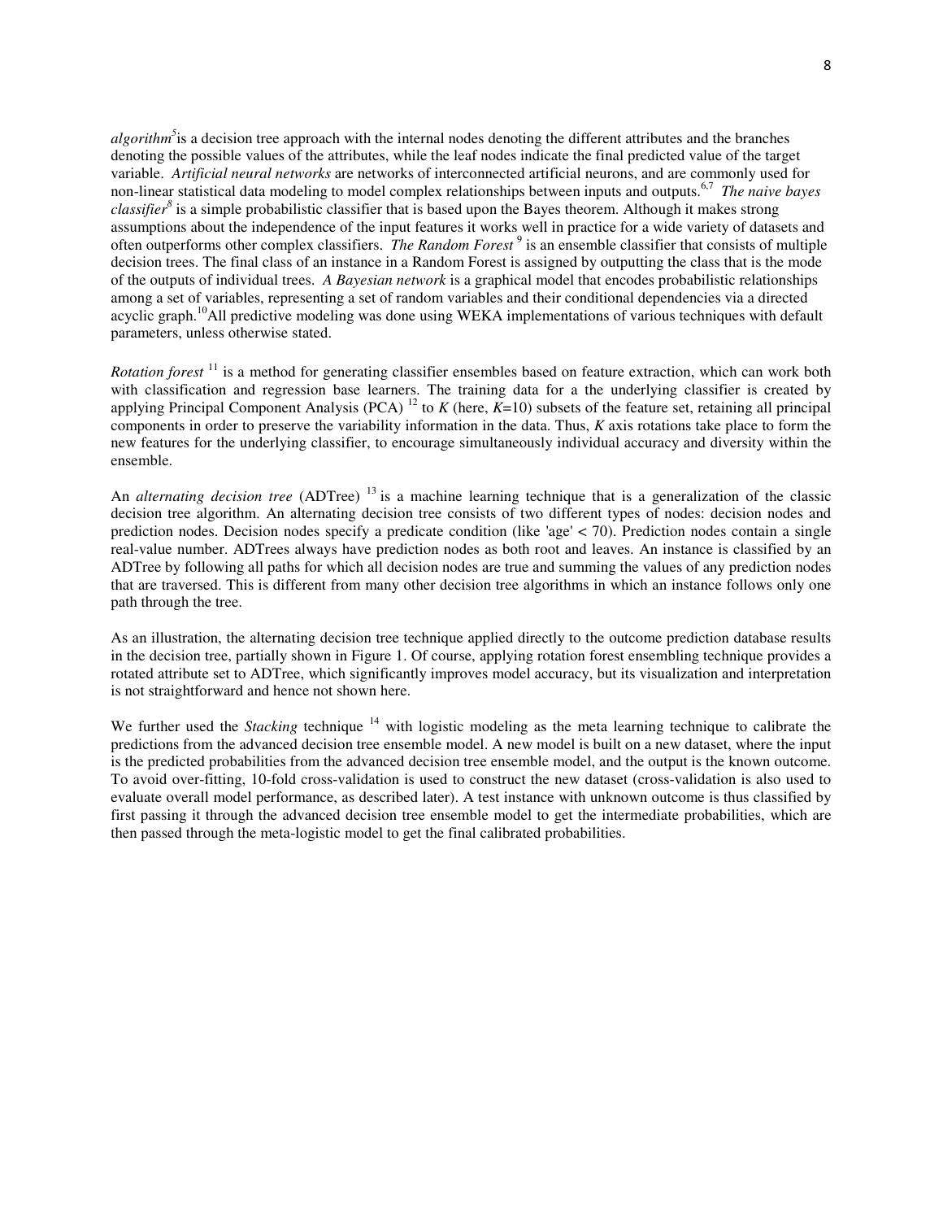*algorithm*[5] is a decision tree approach with the internal nodes denoting the different attributes and the branches denoting the possible values of the attributes, while the leaf nodes indicate the final predicted value of the target variable. *Artificial neural networks* are networks of interconnected artificial neurons, and are commonly used for non-linear statistical data modeling to model complex relationships between inputs and outputs.[6,7] *The naive bayes classifier*[8] is a simple probabilistic classifier that is based upon the Bayes theorem. Although it makes strong assumptions about the independence of the input features it works well in practice for a wide variety of datasets and often outperforms other complex classifiers. *The Random Forest*[9] is an ensemble classifier that consists of multiple decision trees. The final class of an instance in a Random Forest is assigned by outputting the class that is the mode of the outputs of individual trees. *A Bayesian network* is a graphical model that encodes probabilistic relationships among a set of variables, representing a set of random variables and their conditional dependencies via a directed acyclic graph.[10] All predictive modeling was done using WEKA implementations of various techniques with default parameters, unless otherwise stated.

*Rotation forest*[11] is a method for generating classifier ensembles based on feature extraction, which can work both with classification and regression base learners. The training data for a the underlying classifier is created by applying Principal Component Analysis (PCA)[12] to $K$ (here, $K$=10) subsets of the feature set, retaining all principal components in order to preserve the variability information in the data. Thus, $K$ axis rotations take place to form the new features for the underlying classifier, to encourage simultaneously individual accuracy and diversity within the ensemble.

An *alternating decision tree* (ADTree)[13] is a machine learning technique that is a generalization of the classic decision tree algorithm. An alternating decision tree consists of two different types of nodes: decision nodes and prediction nodes. Decision nodes specify a predicate condition (like 'age' < 70). Prediction nodes contain a single real-value number. ADTrees always have prediction nodes as both root and leaves. An instance is classified by an ADTree by following all paths for which all decision nodes are true and summing the values of any prediction nodes that are traversed. This is different from many other decision tree algorithms in which an instance follows only one path through the tree.

As an illustration, the alternating decision tree technique applied directly to the outcome prediction database results in the decision tree, partially shown in Figure 1. Of course, applying rotation forest ensembling technique provides a rotated attribute set to ADTree, which significantly improves model accuracy, but its visualization and interpretation is not straightforward and hence not shown here.

We further used the *Stacking* technique[14] with logistic modeling as the meta learning technique to calibrate the predictions from the advanced decision tree ensemble model. A new model is built on a new dataset, where the input is the predicted probabilities from the advanced decision tree ensemble model, and the output is the known outcome. To avoid over-fitting, 10-fold cross-validation is used to construct the new dataset (cross-validation is also used to evaluate overall model performance, as described later). A test instance with unknown outcome is thus classified by first passing it through the advanced decision tree ensemble model to get the intermediate probabilities, which are then passed through the meta-logistic model to get the final calibrated probabilities.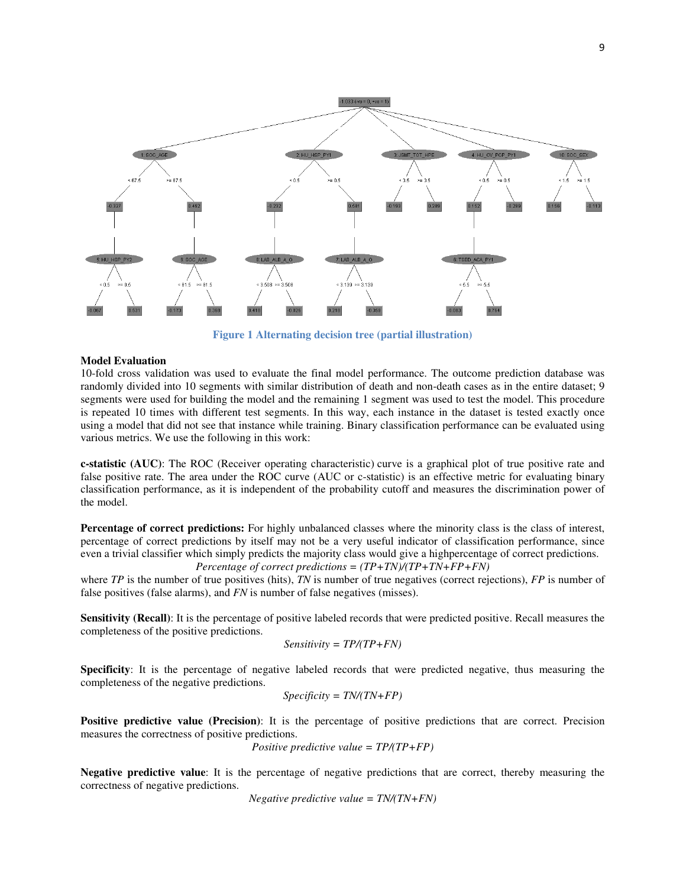Figure 1 Alternating decision tree (partial illustration)

**Model Evaluation**
10-fold cross validation was used to evaluate the final model performance. The outcome prediction database was randomly divided into 10 segments with similar distribution of death and non-death cases as in the entire dataset; 9 segments were used for building the model and the remaining 1 segment was used to test the model. This procedure is repeated 10 times with different test segments. In this way, each instance in the dataset is tested exactly once using a model that did not see that instance while training. Binary classification performance can be evaluated using various metrics. We use the following in this work:

**c-statistic (AUC)**: The ROC (Receiver operating characteristic) curve is a graphical plot of true positive rate and false positive rate. The area under the ROC curve (AUC or c-statistic) is an effective metric for evaluating binary classification performance, as it is independent of the probability cutoff and measures the discrimination power of the model.

**Percentage of correct predictions:** For highly unbalanced classes where the minority class is the class of interest, percentage of correct predictions by itself may not be a very useful indicator of classification performance, since even a trivial classifier which simply predicts the majority class would give a highpercentage of correct predictions.

$$\textit{Percentage of correct predictions} = (TP+TN)/(TP+TN+FP+FN)$$

where *TP* is the number of true positives (hits), *TN* is number of true negatives (correct rejections), *FP* is number of false positives (false alarms), and *FN* is number of false negatives (misses).

**Sensitivity (Recall)**: It is the percentage of positive labeled records that were predicted positive. Recall measures the completeness of the positive predictions.

$$\textit{Sensitivity} = TP/(TP+FN)$$

**Specificity**: It is the percentage of negative labeled records that were predicted negative, thus measuring the completeness of the negative predictions.

$$\textit{Specificity} = TN/(TN+FP)$$

**Positive predictive value (Precision)**: It is the percentage of positive predictions that are correct. Precision measures the correctness of positive predictions.

$$\textit{Positive predictive value} = TP/(TP+FP)$$

**Negative predictive value**: It is the percentage of negative predictions that are correct, thereby measuring the correctness of negative predictions.

$$\textit{Negative predictive value} = TN/(TN+FN)$$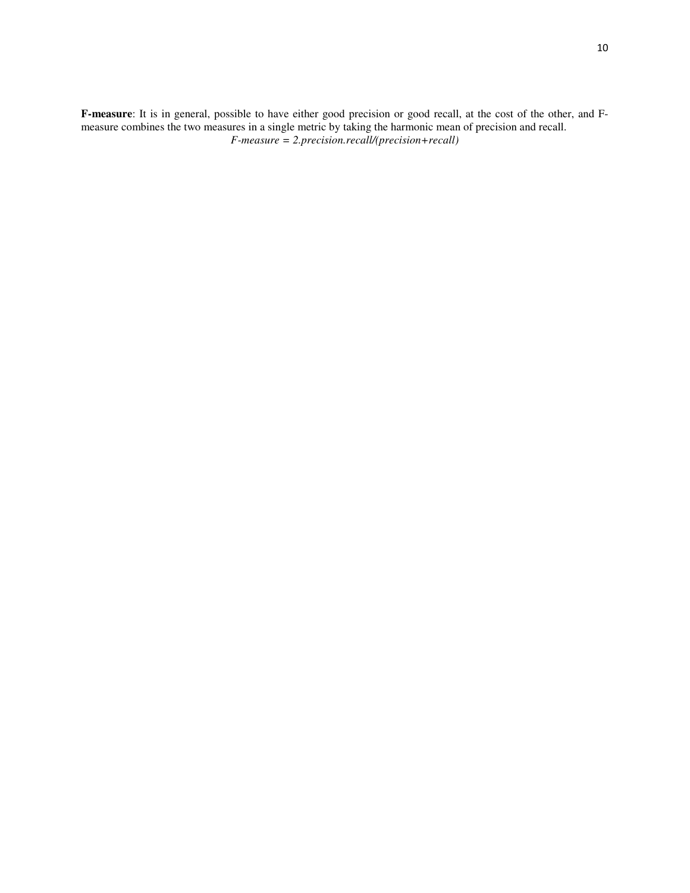**F-measure**: It is in general, possible to have either good precision or good recall, at the cost of the other, and F-measure combines the two measures in a single metric by taking the harmonic mean of precision and recall.

$$F\text{-}measure = 2.precision.recall/(precision+recall)$$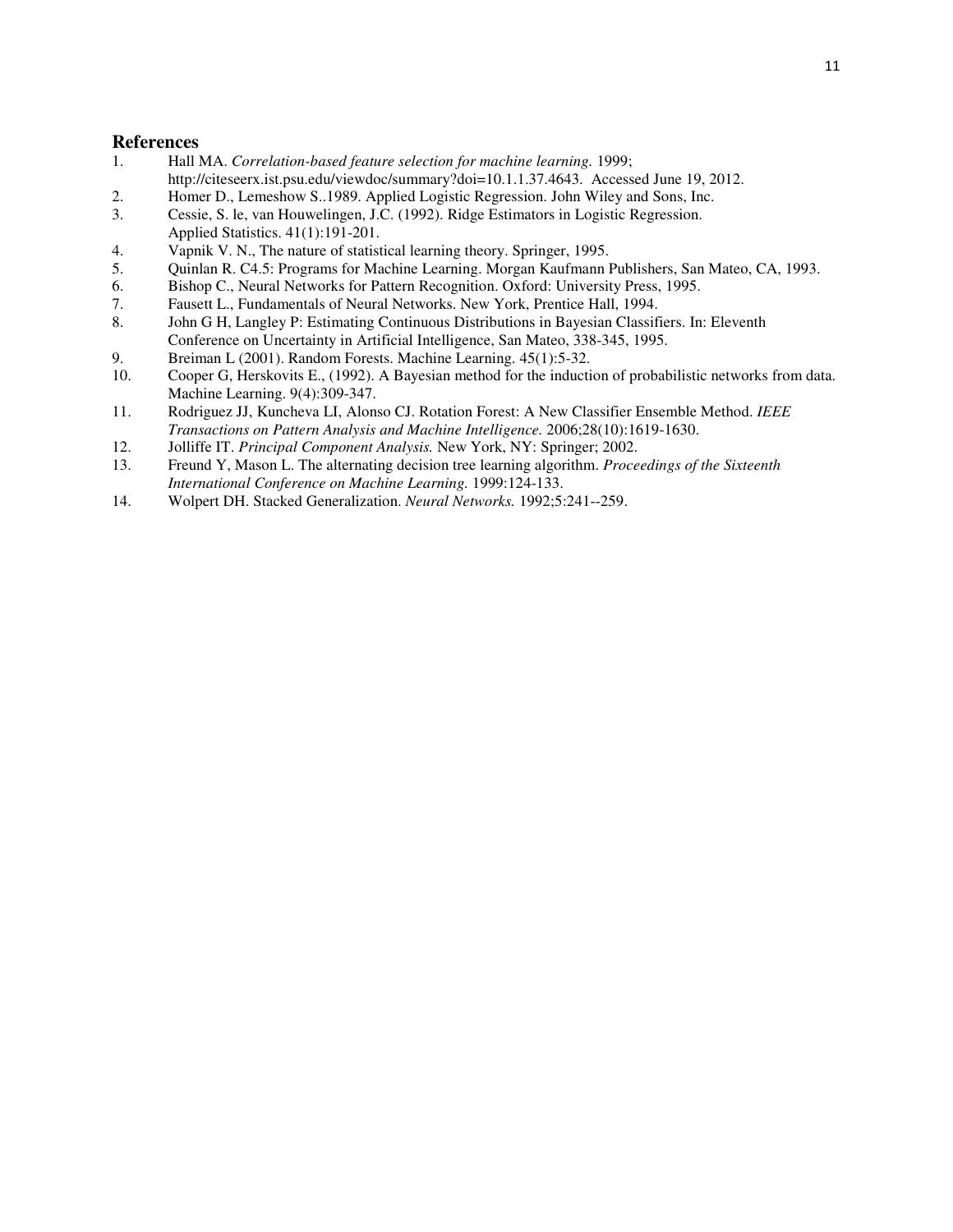## References

1. Hall MA. *Correlation-based feature selection for machine learning*. 1999; http://citeseerx.ist.psu.edu/viewdoc/summary?doi=10.1.1.37.4643. Accessed June 19, 2012.
2. Homer D., Lemeshow S..1989. Applied Logistic Regression. John Wiley and Sons, Inc.
3. Cessie, S. le, van Houwelingen, J.C. (1992). Ridge Estimators in Logistic Regression. Applied Statistics. 41(1):191-201.
4. Vapnik V. N., The nature of statistical learning theory. Springer, 1995.
5. Quinlan R. C4.5: Programs for Machine Learning. Morgan Kaufmann Publishers, San Mateo, CA, 1993.
6. Bishop C., Neural Networks for Pattern Recognition. Oxford: University Press, 1995.
7. Fausett L., Fundamentals of Neural Networks. New York, Prentice Hall, 1994.
8. John G H, Langley P: Estimating Continuous Distributions in Bayesian Classifiers. In: Eleventh Conference on Uncertainty in Artificial Intelligence, San Mateo, 338-345, 1995.
9. Breiman L (2001). Random Forests. Machine Learning. 45(1):5-32.
10. Cooper G, Herskovits E., (1992). A Bayesian method for the induction of probabilistic networks from data. Machine Learning. 9(4):309-347.
11. Rodriguez JJ, Kuncheva LI, Alonso CJ. Rotation Forest: A New Classifier Ensemble Method. *IEEE Transactions on Pattern Analysis and Machine Intelligence.* 2006;28(10):1619-1630.
12. Jolliffe IT. *Principal Component Analysis.* New York, NY: Springer; 2002.
13. Freund Y, Mason L. The alternating decision tree learning algorithm. *Proceedings of the Sixteenth International Conference on Machine Learning.* 1999:124-133.
14. Wolpert DH. Stacked Generalization. *Neural Networks.* 1992;5:241--259.